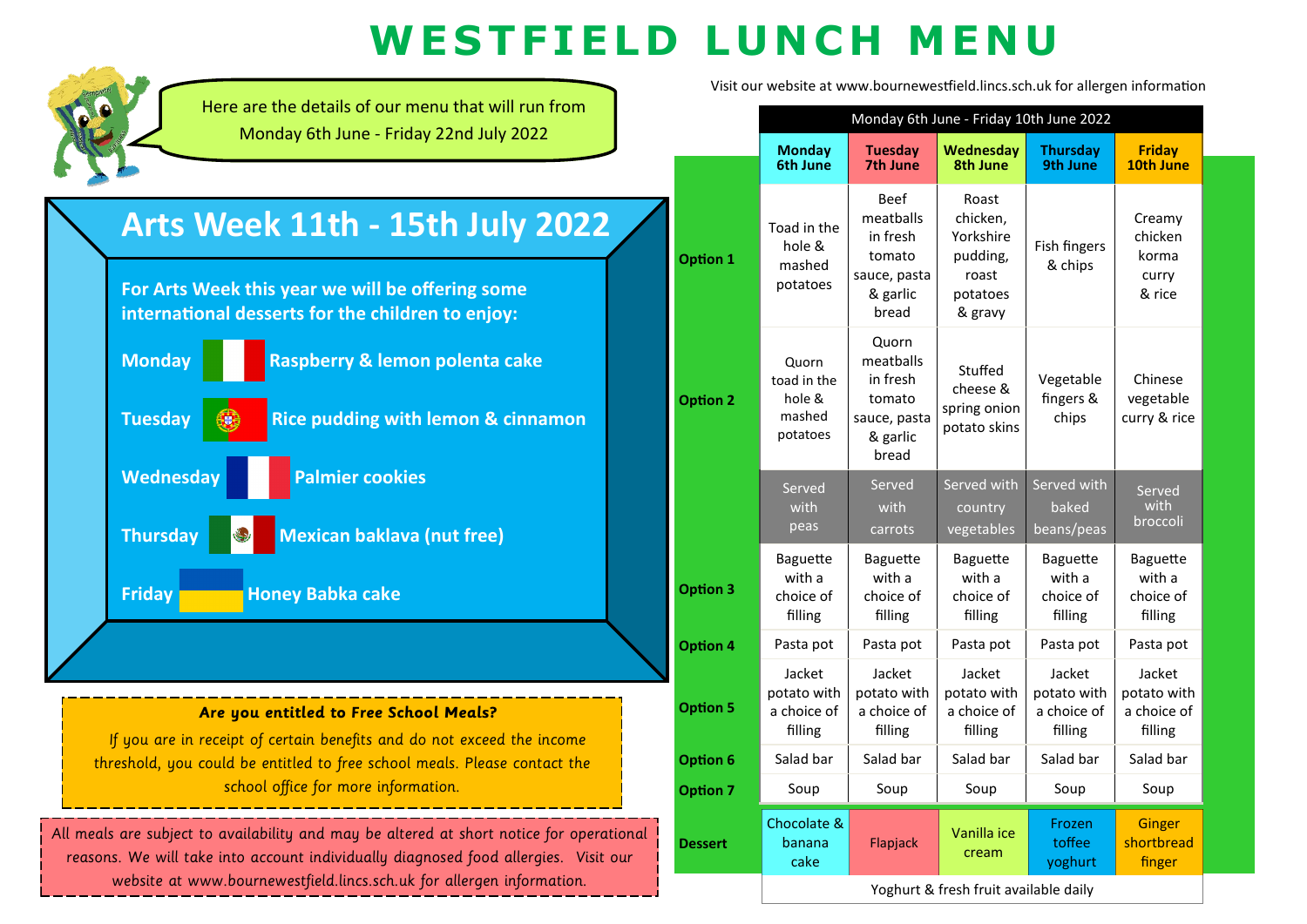# WESTFIELD LUNCH MENU

Here are the details of our menu that will run from Monday 6th June - Friday 22nd July 2022

Visit our website at www.bournewestfield.lincs.sch.uk for allergen information

## Arts Week 11th - 15th July 2022

**For Arts Week this year we will be offering some international desserts for the children to enjoy:**

- **Monday** — **Raspberry & lemon polenta cake**
- **Tuesday** — **Rice pudding with lemon & cinnamon**
- **Wednesday** — **Palmier cookies**
- **Thursday** — **Mexican baklava (nut free)**
- **Friday** — **Honey Babka cake**

| Monday 6th June - Friday 10th June 2022 | | | | | |
|---|---|---|---|---|---|
| | **Monday 6th June** | **Tuesday 7th June** | **Wednesday 8th June** | **Thursday 9th June** | **Friday 10th June** |
| **Option 1** | Toad in the hole & mashed potatoes | Beef meatballs in fresh tomato sauce, pasta & garlic bread | Roast chicken, Yorkshire pudding, roast potatoes & gravy | Fish fingers & chips | Creamy chicken korma curry & rice |
| **Option 2** | Quorn toad in the hole & mashed potatoes | Quorn meatballs in fresh tomato sauce, pasta & garlic bread | Stuffed cheese & spring onion potato skins | Vegetable fingers & chips | Chinese vegetable curry & rice |
| | Served with peas | Served with carrots | Served with country vegetables | Served with baked beans/peas | Served with broccoli |
| **Option 3** | Baguette with a choice of filling | Baguette with a choice of filling | Baguette with a choice of filling | Baguette with a choice of filling | Baguette with a choice of filling |
| **Option 4** | Pasta pot | Pasta pot | Pasta pot | Pasta pot | Pasta pot |
| **Option 5** | Jacket potato with a choice of filling | Jacket potato with a choice of filling | Jacket potato with a choice of filling | Jacket potato with a choice of filling | Jacket potato with a choice of filling |
| **Option 6** | Salad bar | Salad bar | Salad bar | Salad bar | Salad bar |
| **Option 7** | Soup | Soup | Soup | Soup | Soup |
| **Dessert** | Chocolate & banana cake | Flapjack | Vanilla ice cream | Frozen toffee yoghurt | Ginger shortbread finger |
| | Yoghurt & fresh fruit available daily | | | | |

**Are you entitled to Free School Meals?**

*If you are in receipt of certain benefits and do not exceed the income threshold, you could be entitled to free school meals. Please contact the school office for more information.*

*All meals are subject to availability and may be altered at short notice for operational reasons. We will take into account individually diagnosed food allergies. Visit our website at www.bournewestfield.lincs.sch.uk for allergen information.*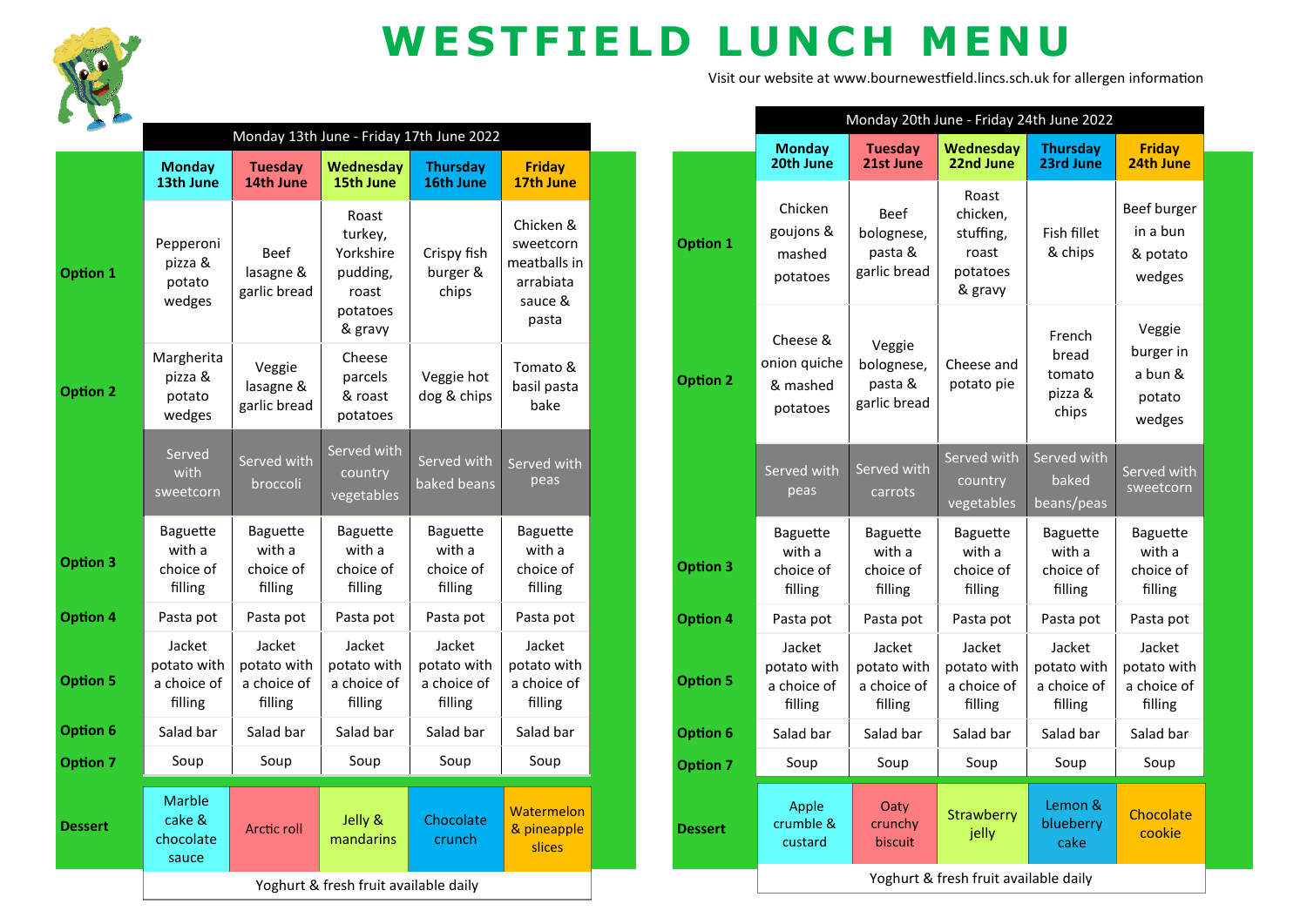# WESTFIELD LUNCH MENU

Visit our website at www.bournewestfield.lincs.sch.uk for allergen information

**Monday 13th June - Friday 17th June 2022**

| | Monday 13th June | Tuesday 14th June | Wednesday 15th June | Thursday 16th June | Friday 17th June |
|---|---|---|---|---|---|
| **Option 1** | Pepperoni pizza & potato wedges | Beef lasagne & garlic bread | Roast turkey, Yorkshire pudding, roast potatoes & gravy | Crispy fish burger & chips | Chicken & sweetcorn meatballs in arrabiata sauce & pasta |
| **Option 2** | Margherita pizza & potato wedges | Veggie lasagne & garlic bread | Cheese parcels & roast potatoes | Veggie hot dog & chips | Tomato & basil pasta bake |
| | Served with sweetcorn | Served with broccoli | Served with country vegetables | Served with baked beans | Served with peas |
| **Option 3** | Baguette with a choice of filling | Baguette with a choice of filling | Baguette with a choice of filling | Baguette with a choice of filling | Baguette with a choice of filling |
| **Option 4** | Pasta pot | Pasta pot | Pasta pot | Pasta pot | Pasta pot |
| **Option 5** | Jacket potato with a choice of filling | Jacket potato with a choice of filling | Jacket potato with a choice of filling | Jacket potato with a choice of filling | Jacket potato with a choice of filling |
| **Option 6** | Salad bar | Salad bar | Salad bar | Salad bar | Salad bar |
| **Option 7** | Soup | Soup | Soup | Soup | Soup |
| **Dessert** | Marble cake & chocolate sauce | Arctic roll | Jelly & mandarins | Chocolate crunch | Watermelon & pineapple slices |

Yoghurt & fresh fruit available daily

**Monday 20th June - Friday 24th June 2022**

| | Monday 20th June | Tuesday 21st June | Wednesday 22nd June | Thursday 23rd June | Friday 24th June |
|---|---|---|---|---|---|
| **Option 1** | Chicken goujons & mashed potatoes | Beef bolognese, pasta & garlic bread | Roast chicken, stuffing, roast potatoes & gravy | Fish fillet & chips | Beef burger in a bun & potato wedges |
| **Option 2** | Cheese & onion quiche & mashed potatoes | Veggie bolognese, pasta & garlic bread | Cheese and potato pie | French bread tomato pizza & chips | Veggie burger in a bun & potato wedges |
| | Served with peas | Served with carrots | Served with country vegetables | Served with baked beans/peas | Served with sweetcorn |
| **Option 3** | Baguette with a choice of filling | Baguette with a choice of filling | Baguette with a choice of filling | Baguette with a choice of filling | Baguette with a choice of filling |
| **Option 4** | Pasta pot | Pasta pot | Pasta pot | Pasta pot | Pasta pot |
| **Option 5** | Jacket potato with a choice of filling | Jacket potato with a choice of filling | Jacket potato with a choice of filling | Jacket potato with a choice of filling | Jacket potato with a choice of filling |
| **Option 6** | Salad bar | Salad bar | Salad bar | Salad bar | Salad bar |
| **Option 7** | Soup | Soup | Soup | Soup | Soup |
| **Dessert** | Apple crumble & custard | Oaty crunchy biscuit | Strawberry jelly | Lemon & blueberry cake | Chocolate cookie |

Yoghurt & fresh fruit available daily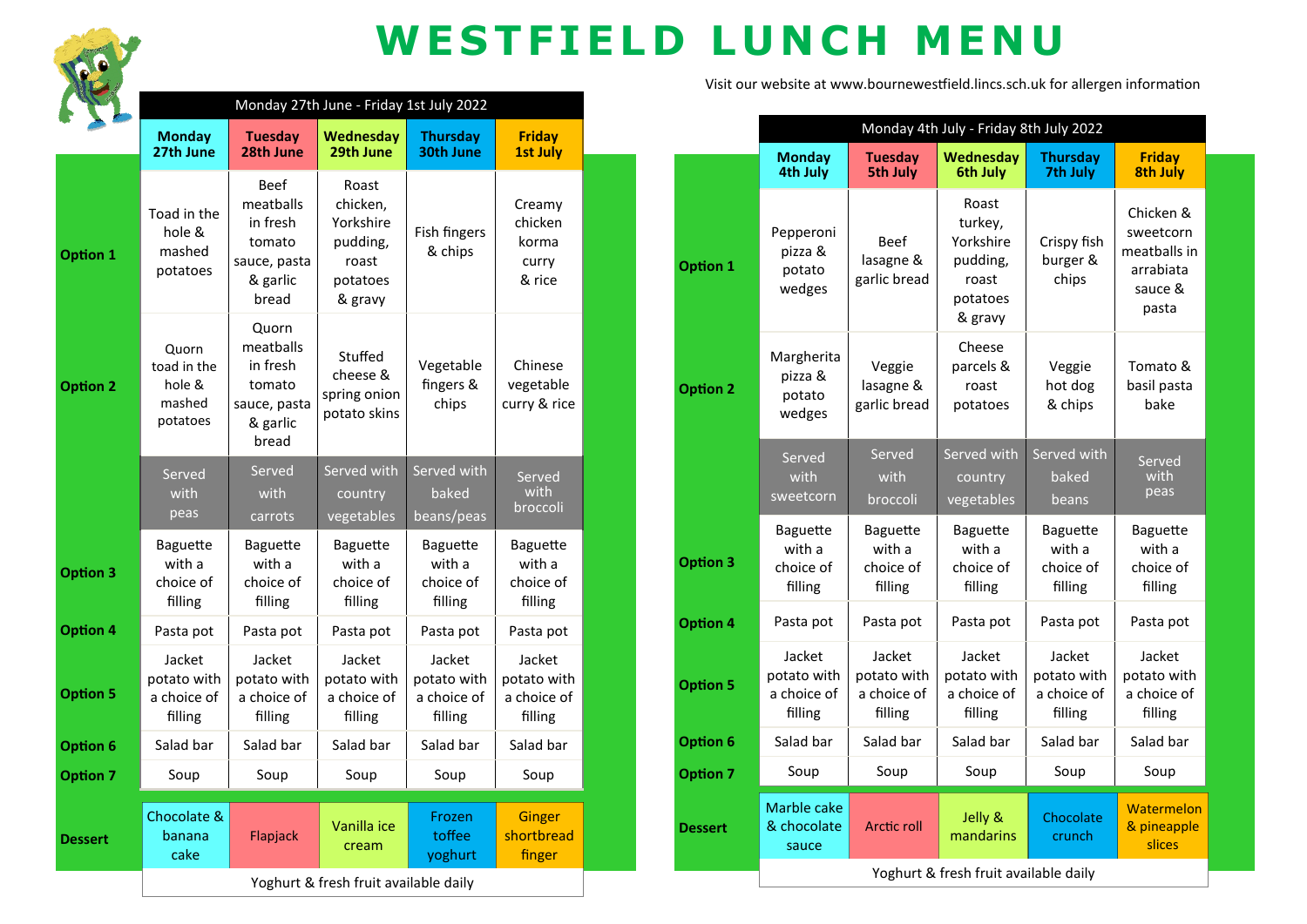# WESTFIELD LUNCH MENU

Visit our website at www.bournewestfield.lincs.sch.uk for allergen information

**Monday 27th June - Friday 1st July 2022**

| | Monday 27th June | Tuesday 28th June | Wednesday 29th June | Thursday 30th June | Friday 1st July |
|---|---|---|---|---|---|
| **Option 1** | Toad in the hole & mashed potatoes | Beef meatballs in fresh tomato sauce, pasta & garlic bread | Roast chicken, Yorkshire pudding, roast potatoes & gravy | Fish fingers & chips | Creamy chicken korma curry & rice |
| **Option 2** | Quorn toad in the hole & mashed potatoes | Quorn meatballs in fresh tomato sauce, pasta & garlic bread | Stuffed cheese & spring onion potato skins | Vegetable fingers & chips | Chinese vegetable curry & rice |
| | Served with peas | Served with carrots | Served with country vegetables | Served with baked beans/peas | Served with broccoli |
| **Option 3** | Baguette with a choice of filling | Baguette with a choice of filling | Baguette with a choice of filling | Baguette with a choice of filling | Baguette with a choice of filling |
| **Option 4** | Pasta pot | Pasta pot | Pasta pot | Pasta pot | Pasta pot |
| **Option 5** | Jacket potato with a choice of filling | Jacket potato with a choice of filling | Jacket potato with a choice of filling | Jacket potato with a choice of filling | Jacket potato with a choice of filling |
| **Option 6** | Salad bar | Salad bar | Salad bar | Salad bar | Salad bar |
| **Option 7** | Soup | Soup | Soup | Soup | Soup |
| **Dessert** | Chocolate & banana cake | Flapjack | Vanilla ice cream | Frozen toffee yoghurt | Ginger shortbread finger |

Yoghurt & fresh fruit available daily

**Monday 4th July - Friday 8th July 2022**

| | Monday 4th July | Tuesday 5th July | Wednesday 6th July | Thursday 7th July | Friday 8th July |
|---|---|---|---|---|---|
| **Option 1** | Pepperoni pizza & potato wedges | Beef lasagne & garlic bread | Roast turkey, Yorkshire pudding, roast potatoes & gravy | Crispy fish burger & chips | Chicken & sweetcorn meatballs in arrabiata sauce & pasta |
| **Option 2** | Margherita pizza & potato wedges | Veggie lasagne & garlic bread | Cheese parcels & roast potatoes | Veggie hot dog & chips | Tomato & basil pasta bake |
| | Served with sweetcorn | Served with broccoli | Served with country vegetables | Served with baked beans | Served with peas |
| **Option 3** | Baguette with a choice of filling | Baguette with a choice of filling | Baguette with a choice of filling | Baguette with a choice of filling | Baguette with a choice of filling |
| **Option 4** | Pasta pot | Pasta pot | Pasta pot | Pasta pot | Pasta pot |
| **Option 5** | Jacket potato with a choice of filling | Jacket potato with a choice of filling | Jacket potato with a choice of filling | Jacket potato with a choice of filling | Jacket potato with a choice of filling |
| **Option 6** | Salad bar | Salad bar | Salad bar | Salad bar | Salad bar |
| **Option 7** | Soup | Soup | Soup | Soup | Soup |
| **Dessert** | Marble cake & chocolate sauce | Arctic roll | Jelly & mandarins | Chocolate crunch | Watermelon & pineapple slices |

Yoghurt & fresh fruit available daily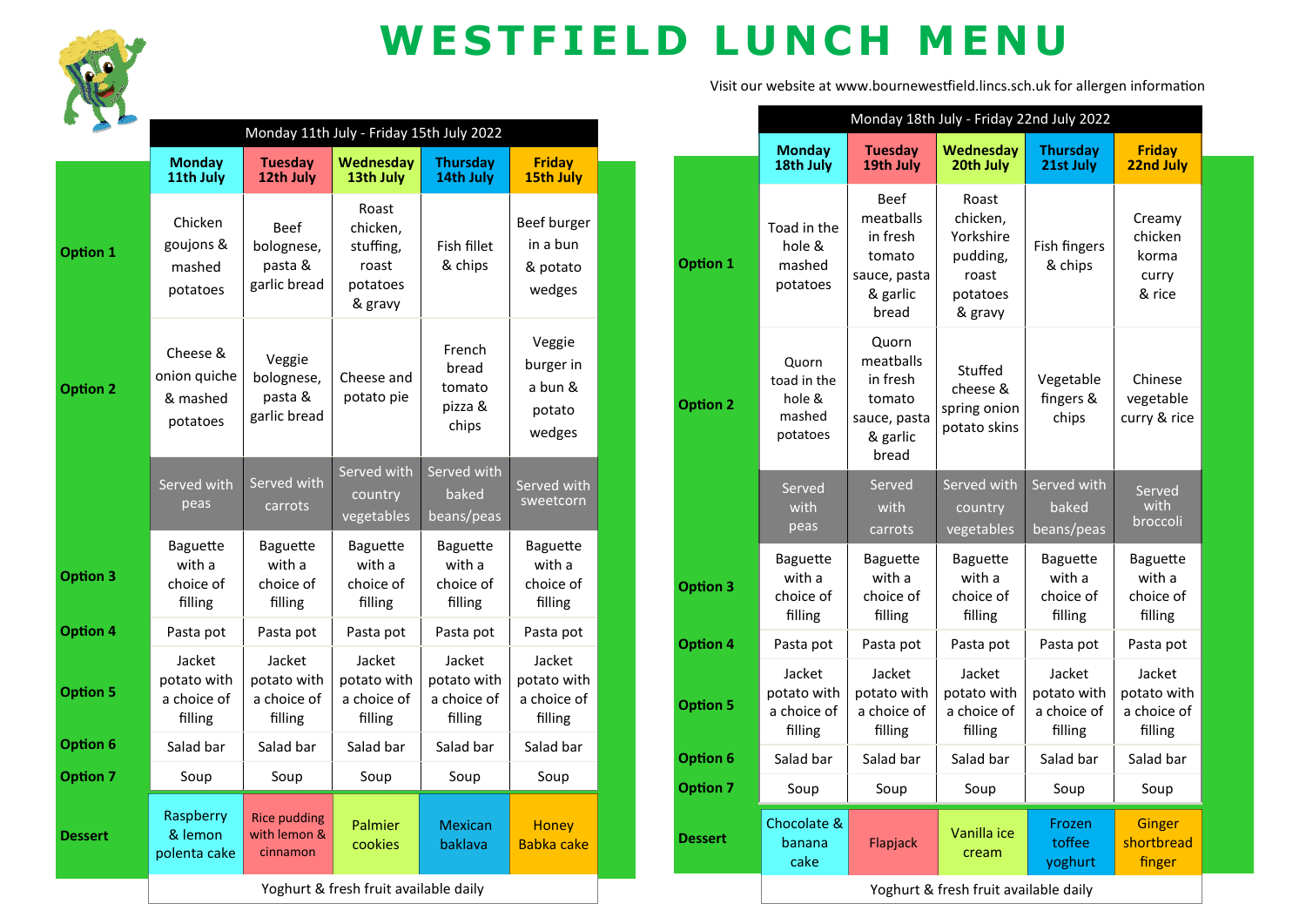# WESTFIELD LUNCH MENU

Visit our website at www.bournewestfield.lincs.sch.uk for allergen information

Monday 11th July - Friday 15th July 2022

| | Monday 11th July | Tuesday 12th July | Wednesday 13th July | Thursday 14th July | Friday 15th July |
|---|---|---|---|---|---|
| **Option 1** | Chicken goujons & mashed potatoes | Beef bolognese, pasta & garlic bread | Roast chicken, stuffing, roast potatoes & gravy | Fish fillet & chips | Beef burger in a bun & potato wedges |
| **Option 2** | Cheese & onion quiche & mashed potatoes | Veggie bolognese, pasta & garlic bread | Cheese and potato pie | French bread tomato pizza & chips | Veggie burger in a bun & potato wedges |
| | Served with peas | Served with carrots | Served with country vegetables | Served with baked beans/peas | Served with sweetcorn |
| **Option 3** | Baguette with a choice of filling | Baguette with a choice of filling | Baguette with a choice of filling | Baguette with a choice of filling | Baguette with a choice of filling |
| **Option 4** | Pasta pot | Pasta pot | Pasta pot | Pasta pot | Pasta pot |
| **Option 5** | Jacket potato with a choice of filling | Jacket potato with a choice of filling | Jacket potato with a choice of filling | Jacket potato with a choice of filling | Jacket potato with a choice of filling |
| **Option 6** | Salad bar | Salad bar | Salad bar | Salad bar | Salad bar |
| **Option 7** | Soup | Soup | Soup | Soup | Soup |
| **Dessert** | Raspberry & lemon polenta cake | Rice pudding with lemon & cinnamon | Palmier cookies | Mexican baklava | Honey Babka cake |
| | Yoghurt & fresh fruit available daily | | | | |

Monday 18th July - Friday 22nd July 2022

| | Monday 18th July | Tuesday 19th July | Wednesday 20th July | Thursday 21st July | Friday 22nd July |
|---|---|---|---|---|---|
| **Option 1** | Toad in the hole & mashed potatoes | Beef meatballs in fresh tomato sauce, pasta & garlic bread | Roast chicken, Yorkshire pudding, roast potatoes & gravy | Fish fingers & chips | Creamy chicken korma curry & rice |
| **Option 2** | Quorn toad in the hole & mashed potatoes | Quorn meatballs in fresh tomato sauce, pasta & garlic bread | Stuffed cheese & spring onion potato skins | Vegetable fingers & chips | Chinese vegetable curry & rice |
| | Served with peas | Served with carrots | Served with country vegetables | Served with baked beans/peas | Served with broccoli |
| **Option 3** | Baguette with a choice of filling | Baguette with a choice of filling | Baguette with a choice of filling | Baguette with a choice of filling | Baguette with a choice of filling |
| **Option 4** | Pasta pot | Pasta pot | Pasta pot | Pasta pot | Pasta pot |
| **Option 5** | Jacket potato with a choice of filling | Jacket potato with a choice of filling | Jacket potato with a choice of filling | Jacket potato with a choice of filling | Jacket potato with a choice of filling |
| **Option 6** | Salad bar | Salad bar | Salad bar | Salad bar | Salad bar |
| **Option 7** | Soup | Soup | Soup | Soup | Soup |
| **Dessert** | Chocolate & banana cake | Flapjack | Vanilla ice cream | Frozen toffee yoghurt | Ginger shortbread finger |
| | Yoghurt & fresh fruit available daily | | | | |